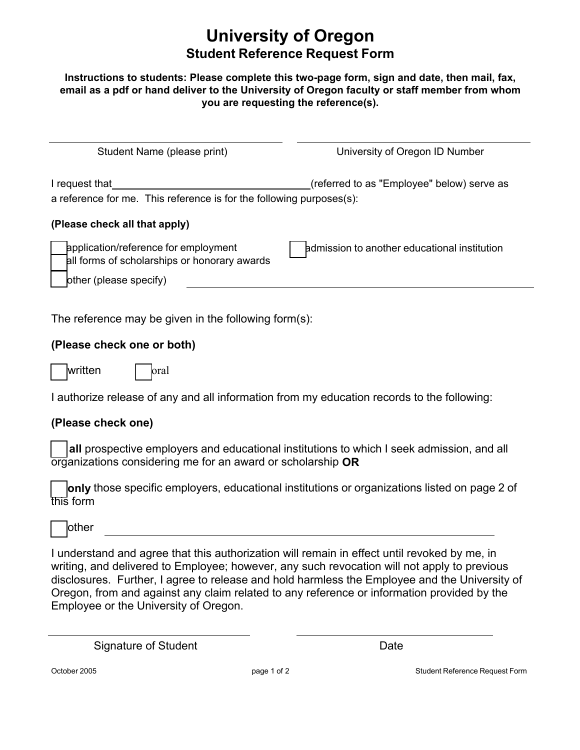# University of Oregon

## Student Reference Request Form

**Instructions to students: Please complete this two-page form, sign and date, then mail, fax, email as a pdf or hand deliver to the University of Oregon faculty or staff member from whom you are requesting the reference(s).**

\_\_\_\_\_\_\_\_\_\_\_\_\_\_\_\_\_\_\_\_\_\_\_\_\_\_\_\_\_\_ Student Name (please print)

\_\_\_\_\_\_\_\_\_\_\_\_\_\_\_\_\_\_\_\_\_\_\_\_\_\_\_\_\_\_ University of Oregon ID Number

I request that \_\_\_\_\_\_\_\_\_\_\_\_\_\_\_\_\_\_\_\_\_\_\_\_\_\_\_\_\_\_ (referred to as "Employee" below) serve as a reference for me. This reference is for the following purposes(s):

**(Please check all that apply)**

- ☐ application/reference for employment
- ☐ all forms of scholarships or honorary awards
- ☐ admission to another educational institution
- ☐ other (please specify) \_\_\_\_\_\_\_\_\_\_\_\_\_\_\_\_\_\_\_\_\_\_\_\_\_\_\_\_\_\_

The reference may be given in the following form(s):

**(Please check one or both)**

☐ written ☐ oral

I authorize release of any and all information from my education records to the following:

**(Please check one)**

☐ **all** prospective employers and educational institutions to which I seek admission, and all organizations considering me for an award or scholarship **OR**

☐ **only** those specific employers, educational institutions or organizations listed on page 2 of this form

☐ other \_\_\_\_\_\_\_\_\_\_\_\_\_\_\_\_\_\_\_\_\_\_\_\_\_\_\_\_\_\_

I understand and agree that this authorization will remain in effect until revoked by me, in writing, and delivered to Employee; however, any such revocation will not apply to previous disclosures. Further, I agree to release and hold harmless the Employee and the University of Oregon, from and against any claim related to any reference or information provided by the Employee or the University of Oregon.

\_\_\_\_\_\_\_\_\_\_\_\_\_\_\_\_\_\_\_\_\_\_\_\_\_\_\_\_\_\_ Signature of Student

\_\_\_\_\_\_\_\_\_\_\_\_\_\_\_\_\_\_\_\_\_\_\_\_\_\_\_\_\_\_ Date

October 2005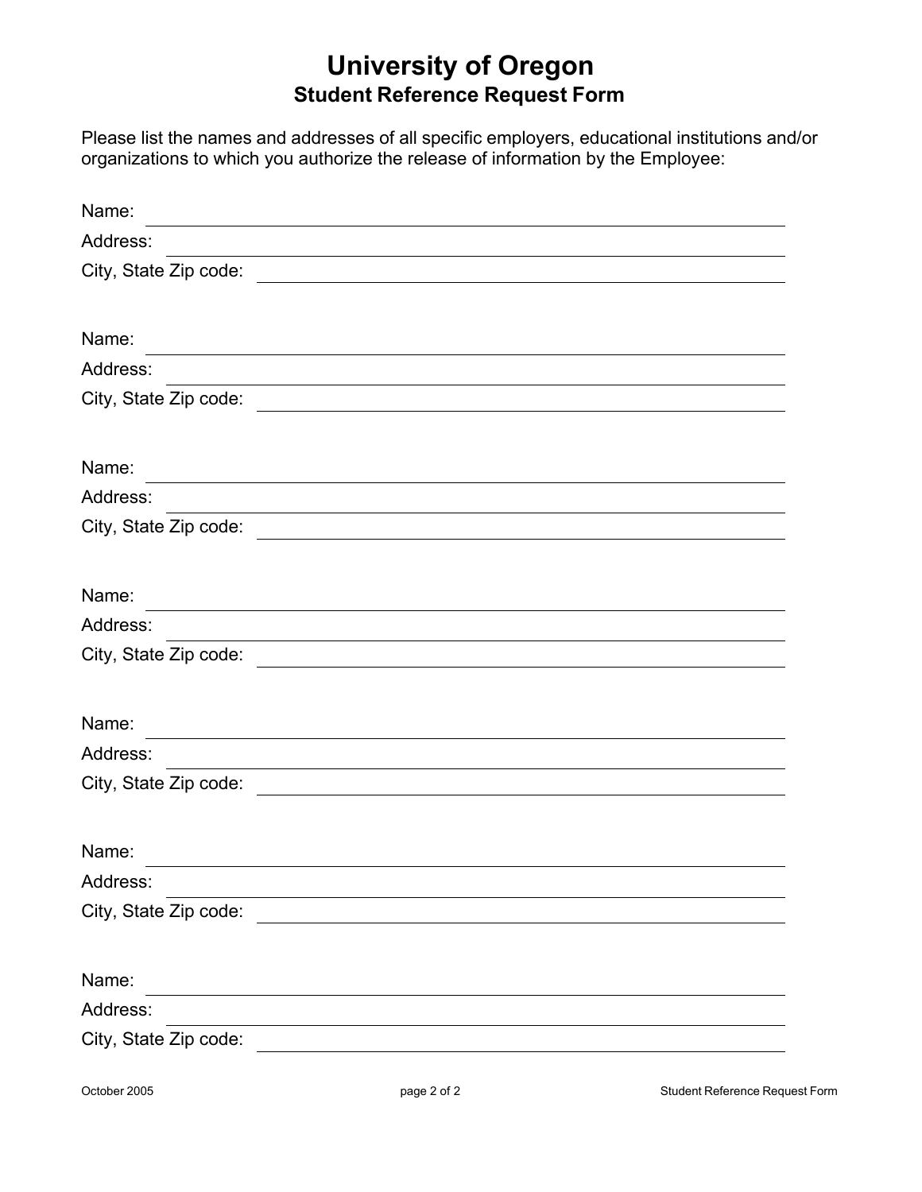# University of Oregon

## Student Reference Request Form

Please list the names and addresses of all specific employers, educational institutions and/or organizations to which you authorize the release of information by the Employee:

Name: ______________________________

Address: ______________________________

City, State Zip code: ______________________________

Name: ______________________________

Address: ______________________________

City, State Zip code: ______________________________

Name: ______________________________

Address: ______________________________

City, State Zip code: ______________________________

Name: ______________________________

Address: ______________________________

City, State Zip code: ______________________________

Name: ______________________________

Address: ______________________________

City, State Zip code: ______________________________

Name: ______________________________

Address: ______________________________

City, State Zip code: ______________________________

Name: ______________________________

Address: ______________________________

City, State Zip code: ______________________________